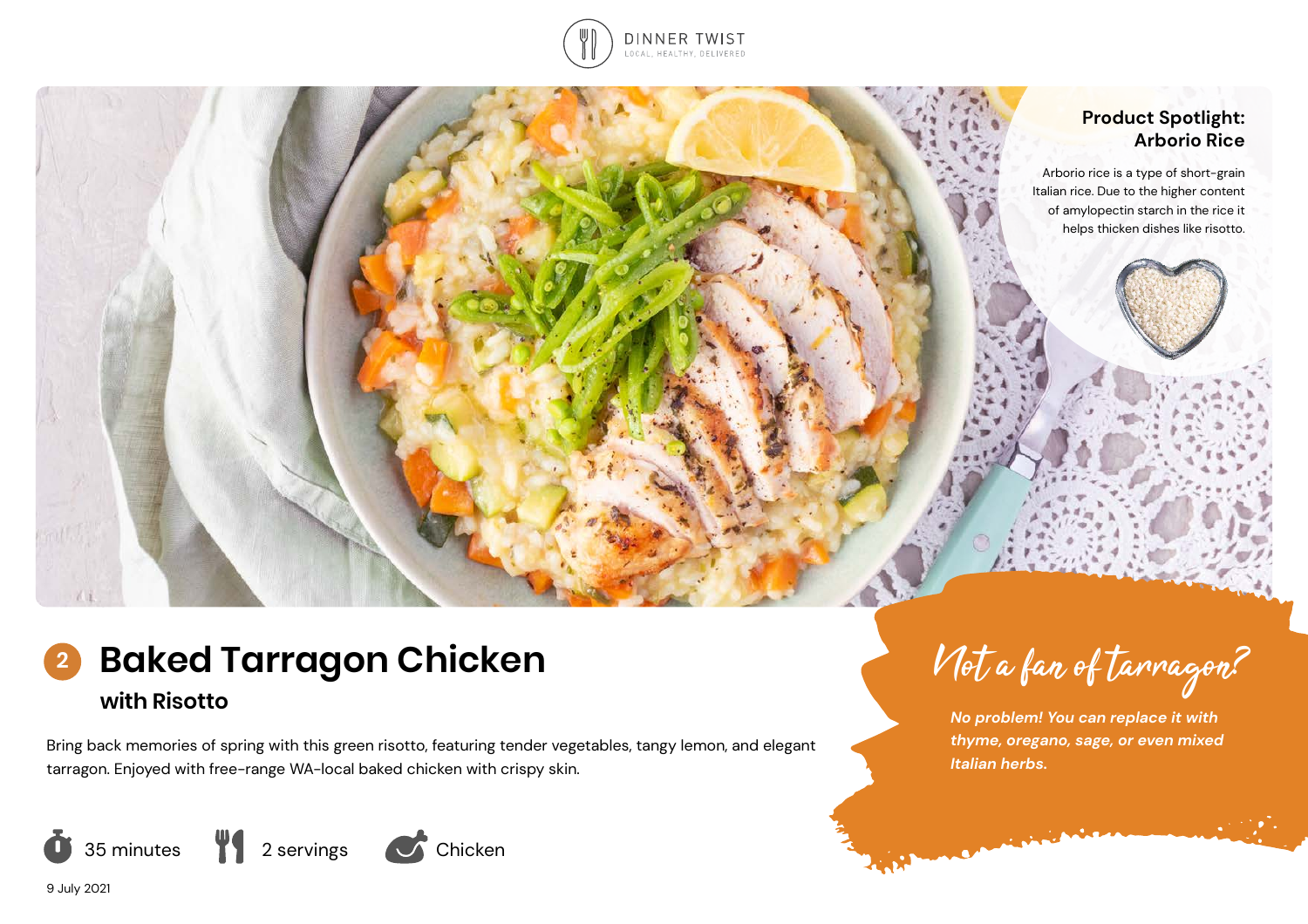DINNER TWIST
LOCAL, HEALTHY, DELIVERED

### Product Spotlight: Arborio Rice

Arborio rice is a type of short-grain Italian rice. Due to the higher content of amylopectin starch in the rice it helps thicken dishes like risotto.

# 2 Baked Tarragon Chicken

## with Risotto

Bring back memories of spring with this green risotto, featuring tender vegetables, tangy lemon, and elegant tarragon. Enjoyed with free-range WA-local baked chicken with crispy skin.

35 minutes | 2 servings | Chicken

9 July 2021

### Not a fan of tarragon?

*No problem! You can replace it with thyme, oregano, sage, or even mixed Italian herbs.*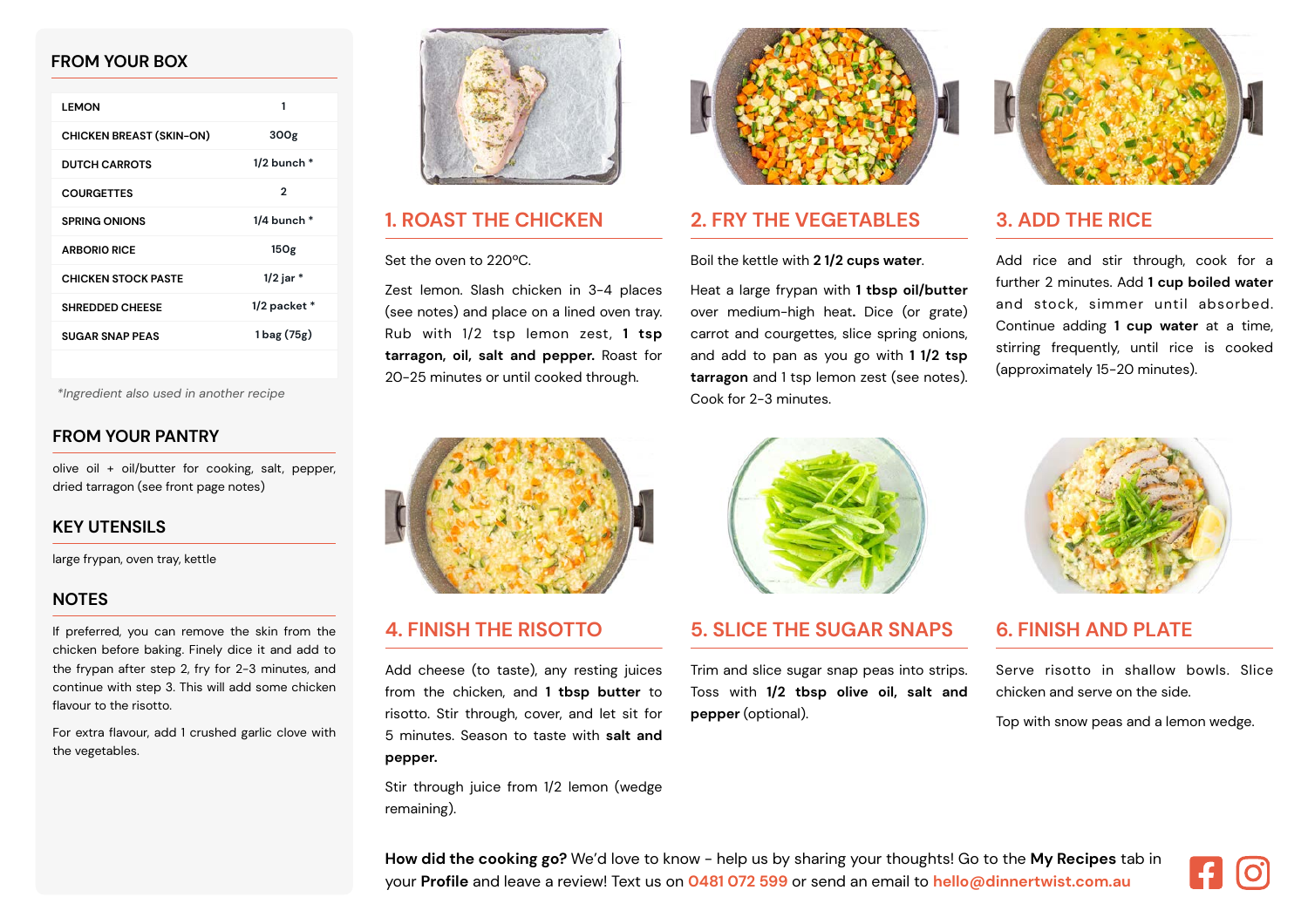## FROM YOUR BOX

| | |
|---|---|
| LEMON | 1 |
| CHICKEN BREAST (SKIN-ON) | 300g |
| DUTCH CARROTS | 1/2 bunch * |
| COURGETTES | 2 |
| SPRING ONIONS | 1/4 bunch * |
| ARBORIO RICE | 150g |
| CHICKEN STOCK PASTE | 1/2 jar * |
| SHREDDED CHEESE | 1/2 packet * |
| SUGAR SNAP PEAS | 1 bag (75g) |

*\*Ingredient also used in another recipe*

## FROM YOUR PANTRY

olive oil + oil/butter for cooking, salt, pepper, dried tarragon (see front page notes)

## KEY UTENSILS

large frypan, oven tray, kettle

## NOTES

If preferred, you can remove the skin from the chicken before baking. Finely dice it and add to the frypan after step 2, fry for 2-3 minutes, and continue with step 3. This will add some chicken flavour to the risotto.

For extra flavour, add 1 crushed garlic clove with the vegetables.

## 1. ROAST THE CHICKEN

Set the oven to 220°C.

Zest lemon. Slash chicken in 3-4 places (see notes) and place on a lined oven tray. Rub with 1/2 tsp lemon zest, **1 tsp tarragon, oil, salt and pepper.** Roast for 20-25 minutes or until cooked through.

## 2. FRY THE VEGETABLES

Boil the kettle with **2 1/2 cups water**.

Heat a large frypan with **1 tbsp oil/butter** over medium-high heat**.** Dice (or grate) carrot and courgettes, slice spring onions, and add to pan as you go with **1 1/2 tsp tarragon** and 1 tsp lemon zest (see notes). Cook for 2-3 minutes.

## 3. ADD THE RICE

Add rice and stir through, cook for a further 2 minutes. Add **1 cup boiled water** and stock, simmer until absorbed. Continue adding **1 cup water** at a time, stirring frequently, until rice is cooked (approximately 15-20 minutes).

## 4. FINISH THE RISOTTO

Add cheese (to taste), any resting juices from the chicken, and **1 tbsp butter** to risotto. Stir through, cover, and let sit for 5 minutes. Season to taste with **salt and pepper.**

Stir through juice from 1/2 lemon (wedge remaining).

## 5. SLICE THE SUGAR SNAPS

Trim and slice sugar snap peas into strips. Toss with **1/2 tbsp olive oil, salt and pepper** (optional).

## 6. FINISH AND PLATE

Serve risotto in shallow bowls. Slice chicken and serve on the side.

Top with snow peas and a lemon wedge.

**How did the cooking go?** We'd love to know - help us by sharing your thoughts! Go to the **My Recipes** tab in your **Profile** and leave a review! Text us on 0481 072 599 or send an email to hello@dinnertwist.com.au